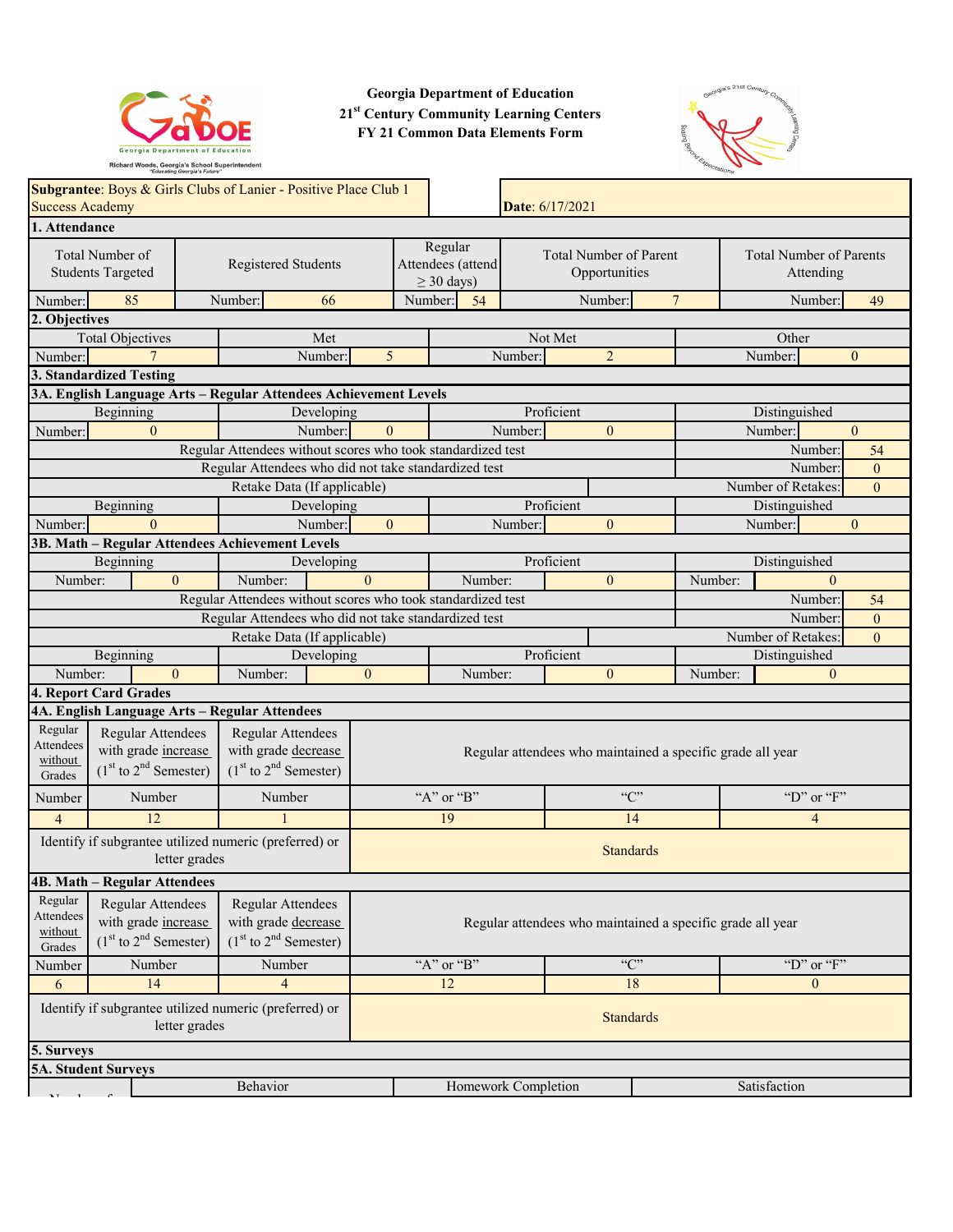**Georgia Department of Education**
**21st Century Community Learning Centers**
**FY 21 Common Data Elements Form**

**Subgrantee**: Boys & Girls Clubs of Lanier - Positive Place Club 1 Success Academy

**Date**: 6/17/2021

## 1. Attendance

| Total Number of Students Targeted | Registered Students | Regular Attendees (attend ≥ 30 days) | Total Number of Parent Opportunities | Total Number of Parents Attending |
|---|---|---|---|---|
| Number: 85 | Number: 66 | Number: 54 | Number: 7 | Number: 49 |

## 2. Objectives

| Total Objectives | Met | Not Met | Other |
|---|---|---|---|
| Number: 7 | Number: 5 | Number: 2 | Number: 0 |

## 3. Standardized Testing

### 3A. English Language Arts – Regular Attendees Achievement Levels

| Beginning | Developing | Proficient | Distinguished |
|---|---|---|---|
| Number: 0 | Number: 0 | Number: 0 | Number: 0 |

| | |
|---|---|
| Regular Attendees without scores who took standardized test | Number: 54 |
| Regular Attendees who did not take standardized test | Number: 0 |
| Retake Data (If applicable) | Number of Retakes: 0 |

| Beginning | Developing | Proficient | Distinguished |
|---|---|---|---|
| Number: 0 | Number: 0 | Number: 0 | Number: 0 |

### 3B. Math – Regular Attendees Achievement Levels

| Beginning | Developing | Proficient | Distinguished |
|---|---|---|---|
| Number: 0 | Number: 0 | Number: 0 | Number: 0 |

| | |
|---|---|
| Regular Attendees without scores who took standardized test | Number: 54 |
| Regular Attendees who did not take standardized test | Number: 0 |
| Retake Data (If applicable) | Number of Retakes: 0 |

| Beginning | Developing | Proficient | Distinguished |
|---|---|---|---|
| Number: 0 | Number: 0 | Number: 0 | Number: 0 |

## 4. Report Card Grades

### 4A. English Language Arts – Regular Attendees

| Regular Attendees without Grades | Regular Attendees with grade increase (1st to 2nd Semester) | Regular Attendees with grade decrease (1st to 2nd Semester) | Regular attendees who maintained a specific grade all year | | |
|---|---|---|---|---|---|
| Number | Number | Number | "A" or "B" | "C" | "D" or "F" |
| 4 | 12 | 1 | 19 | 14 | 4 |

| | |
|---|---|
| Identify if subgrantee utilized numeric (preferred) or letter grades | Standards |

### 4B. Math – Regular Attendees

| Regular Attendees without Grades | Regular Attendees with grade increase (1st to 2nd Semester) | Regular Attendees with grade decrease (1st to 2nd Semester) | Regular attendees who maintained a specific grade all year | | |
|---|---|---|---|---|---|
| Number | Number | Number | "A" or "B" | "C" | "D" or "F" |
| 6 | 14 | 4 | 12 | 18 | 0 |

| | |
|---|---|
| Identify if subgrantee utilized numeric (preferred) or letter grades | Standards |

## 5. Surveys

### 5A. Student Surveys

| | Behavior | Homework Completion | Satisfaction |
|---|---|---|---|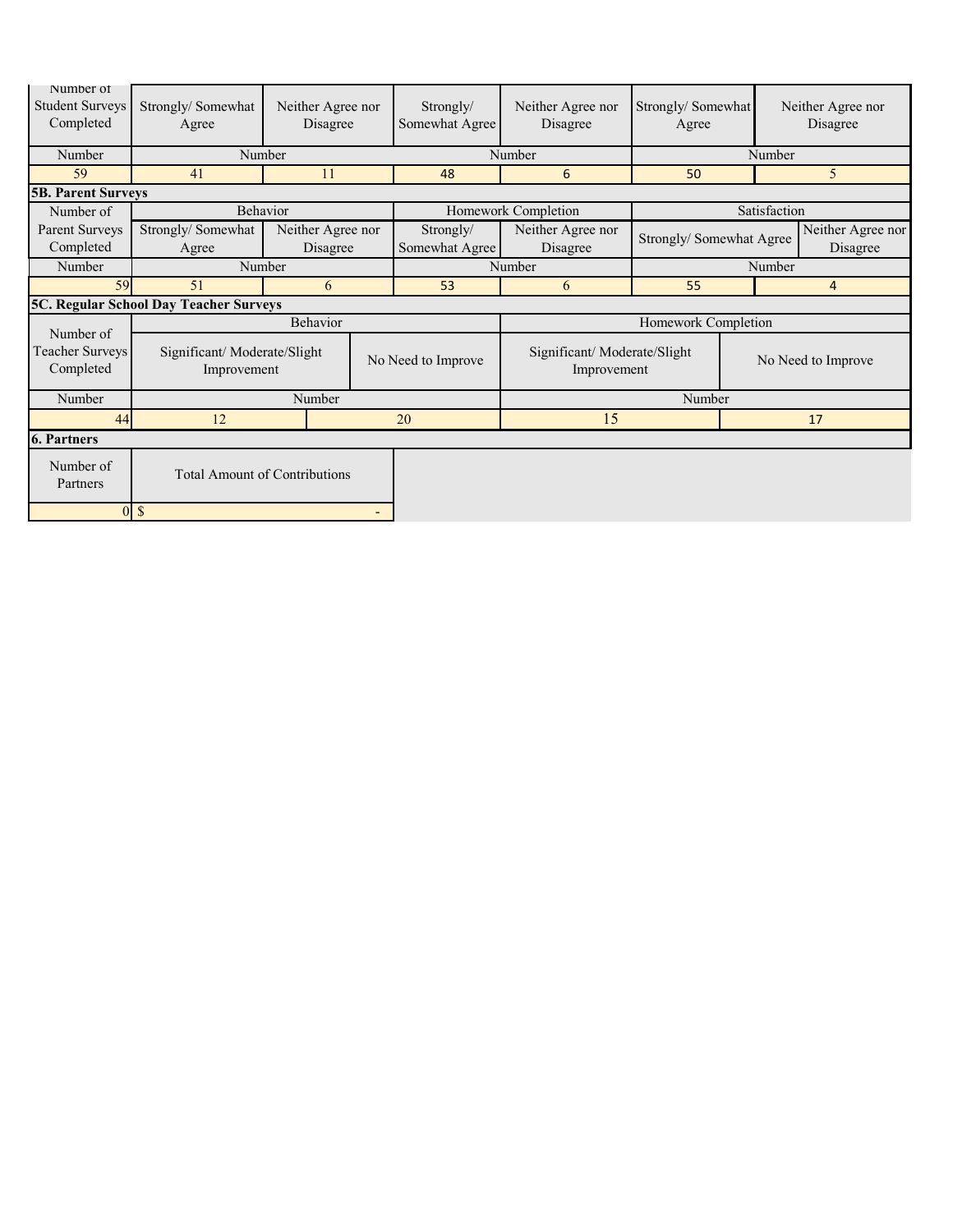| Number of Student Surveys Completed | Strongly/ Somewhat Agree | Neither Agree nor Disagree | Strongly/ Somewhat Agree | Neither Agree nor Disagree | Strongly/ Somewhat Agree | Neither Agree nor Disagree |
|---|---|---|---|---|---|---|
| Number | Number | | Number | | Number | |
| 59 | 41 | 11 | 48 | 6 | 50 | 5 |

**5B. Parent Surveys**

| Number of Parent Surveys Completed | Behavior | | Homework Completion | | Satisfaction | |
|---|---|---|---|---|---|---|
| | Strongly/ Somewhat Agree | Neither Agree nor Disagree | Strongly/ Somewhat Agree | Neither Agree nor Disagree | Strongly/ Somewhat Agree | Neither Agree nor Disagree |
| Number | Number | | Number | | Number | |
| 59 | 51 | 6 | 53 | 6 | 55 | 4 |

**5C. Regular School Day Teacher Surveys**

| Number of Teacher Surveys Completed | Behavior | | Homework Completion | |
|---|---|---|---|---|
| | Significant/ Moderate/Slight Improvement | No Need to Improve | Significant/ Moderate/Slight Improvement | No Need to Improve |
| Number | Number | | Number | |
| 44 | 12 | 20 | 15 | 17 |

**6. Partners**

| Number of Partners | Total Amount of Contributions |
|---|---|
| 0 | $ - |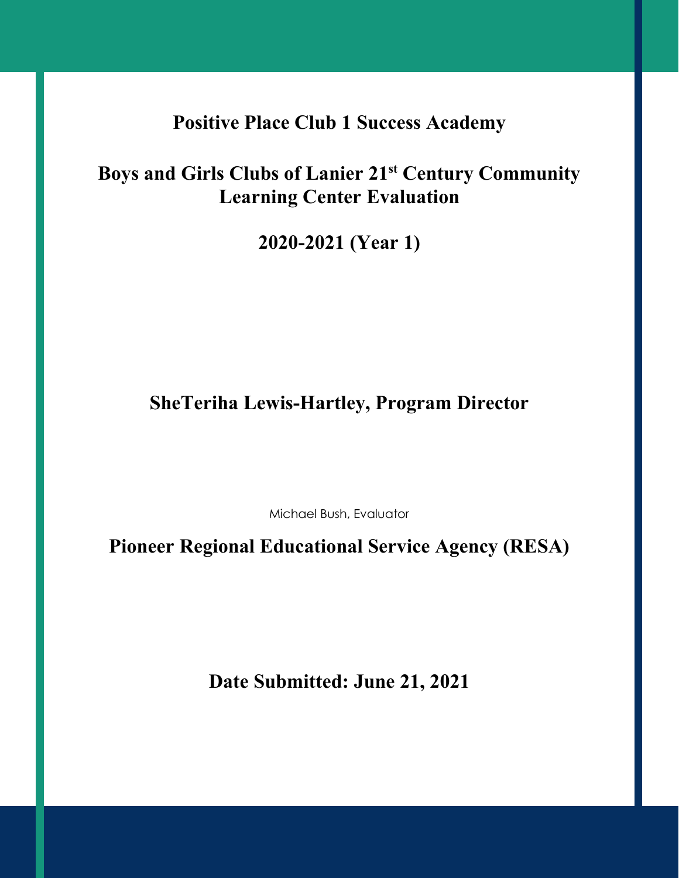# Positive Place Club 1 Success Academy

# Boys and Girls Clubs of Lanier 21st Century Community Learning Center Evaluation

# 2020-2021 (Year 1)

**SheTeriha Lewis-Hartley, Program Director**

Michael Bush, Evaluator

**Pioneer Regional Educational Service Agency (RESA)**

**Date Submitted: June 21, 2021**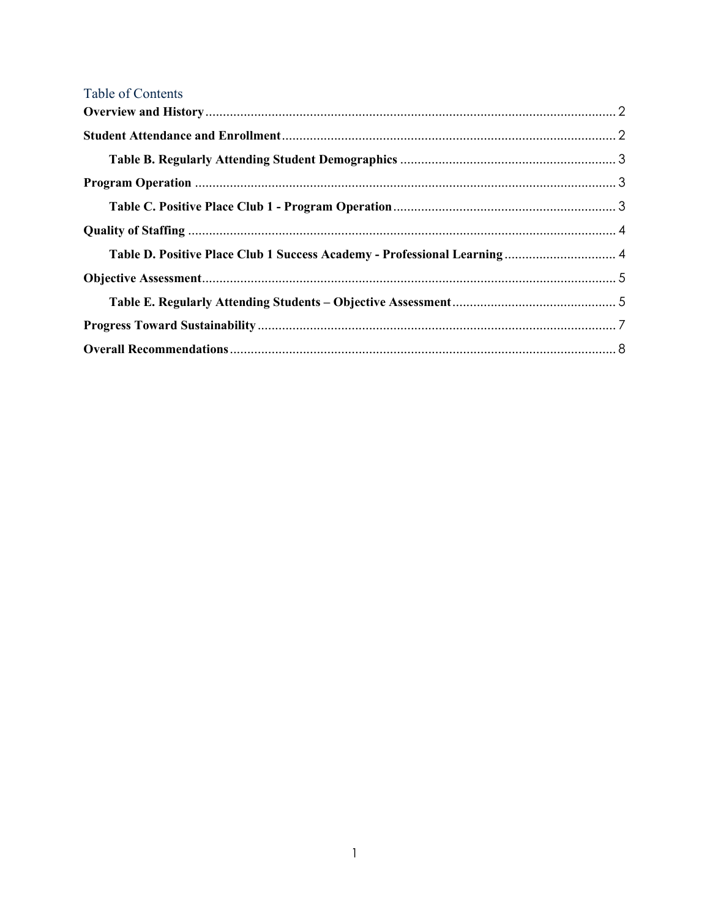## Table of Contents

**Overview and History** ..... 2

**Student Attendance and Enrollment** ..... 2

- **Table B. Regularly Attending Student Demographics** ..... 3

**Program Operation** ..... 3

- **Table C. Positive Place Club 1 - Program Operation** ..... 3

**Quality of Staffing** ..... 4

- **Table D. Positive Place Club 1 Success Academy - Professional Learning** ..... 4

**Objective Assessment** ..... 5

- **Table E. Regularly Attending Students – Objective Assessment** ..... 5

**Progress Toward Sustainability** ..... 7

**Overall Recommendations** ..... 8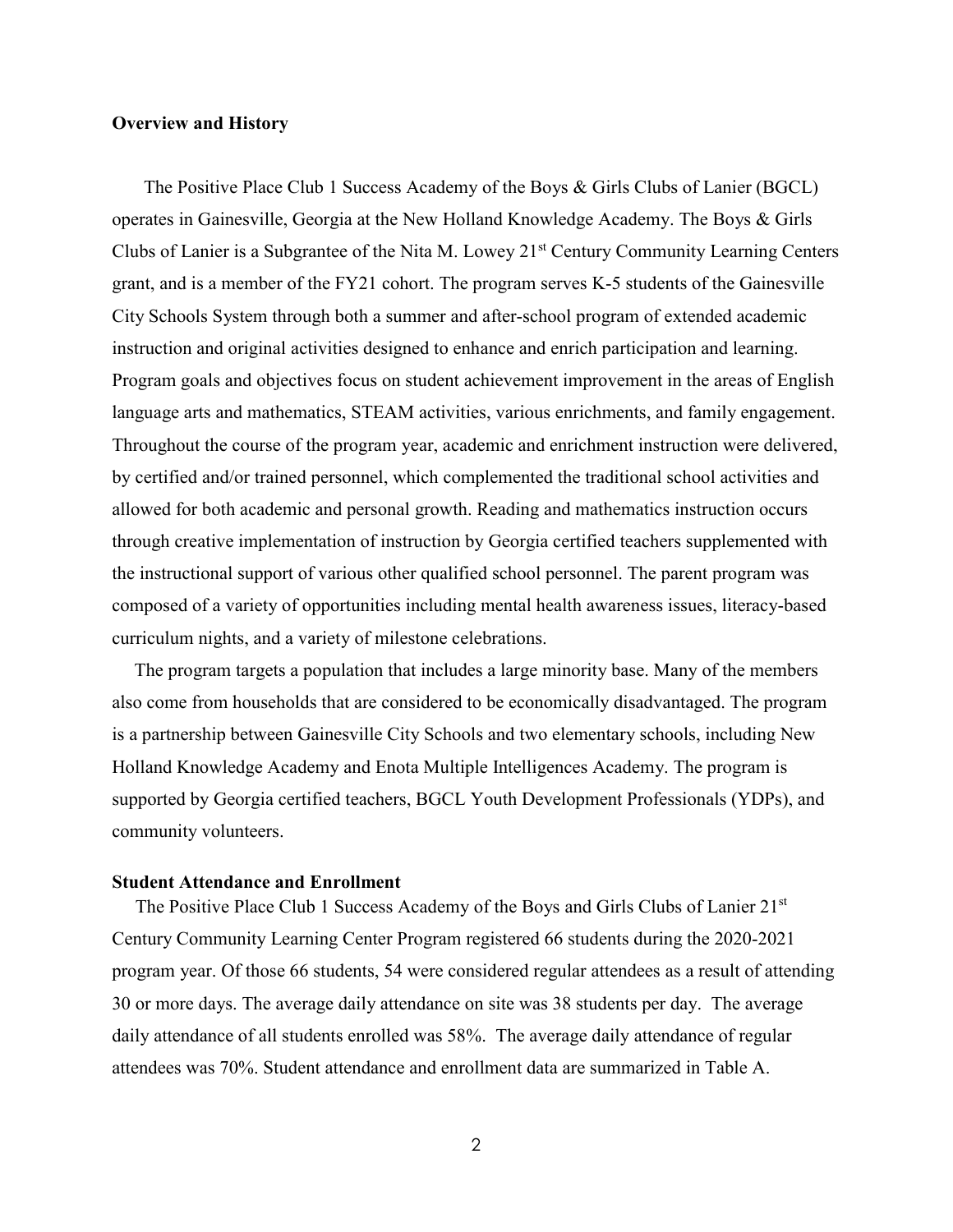**Overview and History**

The Positive Place Club 1 Success Academy of the Boys & Girls Clubs of Lanier (BGCL) operates in Gainesville, Georgia at the New Holland Knowledge Academy. The Boys & Girls Clubs of Lanier is a Subgrantee of the Nita M. Lowey 21st Century Community Learning Centers grant, and is a member of the FY21 cohort. The program serves K-5 students of the Gainesville City Schools System through both a summer and after-school program of extended academic instruction and original activities designed to enhance and enrich participation and learning. Program goals and objectives focus on student achievement improvement in the areas of English language arts and mathematics, STEAM activities, various enrichments, and family engagement. Throughout the course of the program year, academic and enrichment instruction were delivered, by certified and/or trained personnel, which complemented the traditional school activities and allowed for both academic and personal growth. Reading and mathematics instruction occurs through creative implementation of instruction by Georgia certified teachers supplemented with the instructional support of various other qualified school personnel. The parent program was composed of a variety of opportunities including mental health awareness issues, literacy-based curriculum nights, and a variety of milestone celebrations.

The program targets a population that includes a large minority base. Many of the members also come from households that are considered to be economically disadvantaged. The program is a partnership between Gainesville City Schools and two elementary schools, including New Holland Knowledge Academy and Enota Multiple Intelligences Academy. The program is supported by Georgia certified teachers, BGCL Youth Development Professionals (YDPs), and community volunteers.

**Student Attendance and Enrollment**

The Positive Place Club 1 Success Academy of the Boys and Girls Clubs of Lanier 21st Century Community Learning Center Program registered 66 students during the 2020-2021 program year. Of those 66 students, 54 were considered regular attendees as a result of attending 30 or more days. The average daily attendance on site was 38 students per day. The average daily attendance of all students enrolled was 58%. The average daily attendance of regular attendees was 70%. Student attendance and enrollment data are summarized in Table A.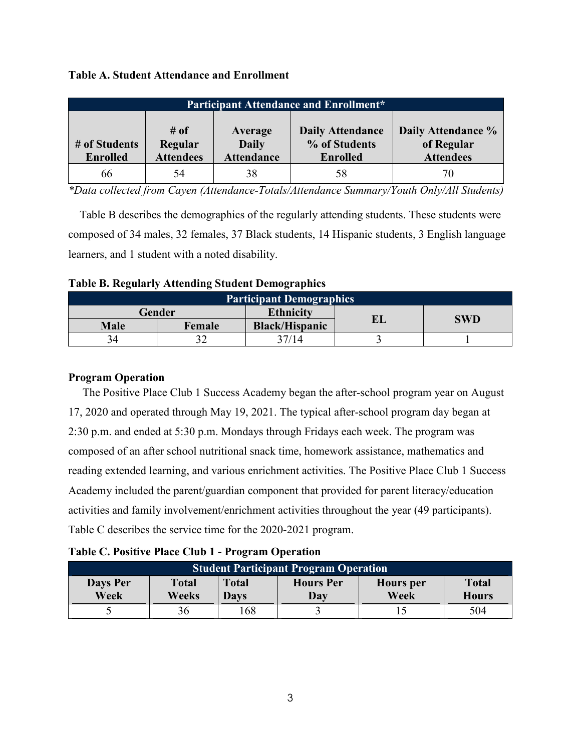**Table A. Student Attendance and Enrollment**

| Participant Attendance and Enrollment* | | | | |
|---|---|---|---|---|
| # of Students Enrolled | # of Regular Attendees | Average Daily Attendance | Daily Attendance % of Students Enrolled | Daily Attendance % of Regular Attendees |
| 66 | 54 | 38 | 58 | 70 |

*\*Data collected from Cayen (Attendance-Totals/Attendance Summary/Youth Only/All Students)*

Table B describes the demographics of the regularly attending students. These students were composed of 34 males, 32 females, 37 Black students, 14 Hispanic students, 3 English language learners, and 1 student with a noted disability.

**Table B. Regularly Attending Student Demographics**

| Participant Demographics | | | | |
|---|---|---|---|---|
| Gender | | Ethnicity | EL | SWD |
| Male | Female | Black/Hispanic | | |
| 34 | 32 | 37/14 | 3 | 1 |

**Program Operation**

The Positive Place Club 1 Success Academy began the after-school program year on August 17, 2020 and operated through May 19, 2021. The typical after-school program day began at 2:30 p.m. and ended at 5:30 p.m. Mondays through Fridays each week. The program was composed of an after school nutritional snack time, homework assistance, mathematics and reading extended learning, and various enrichment activities. The Positive Place Club 1 Success Academy included the parent/guardian component that provided for parent literacy/education activities and family involvement/enrichment activities throughout the year (49 participants). Table C describes the service time for the 2020-2021 program.

**Table C. Positive Place Club 1 - Program Operation**

| Student Participant Program Operation | | | | | |
|---|---|---|---|---|---|
| Days Per Week | Total Weeks | Total Days | Hours Per Day | Hours per Week | Total Hours |
| 5 | 36 | 168 | 3 | 15 | 504 |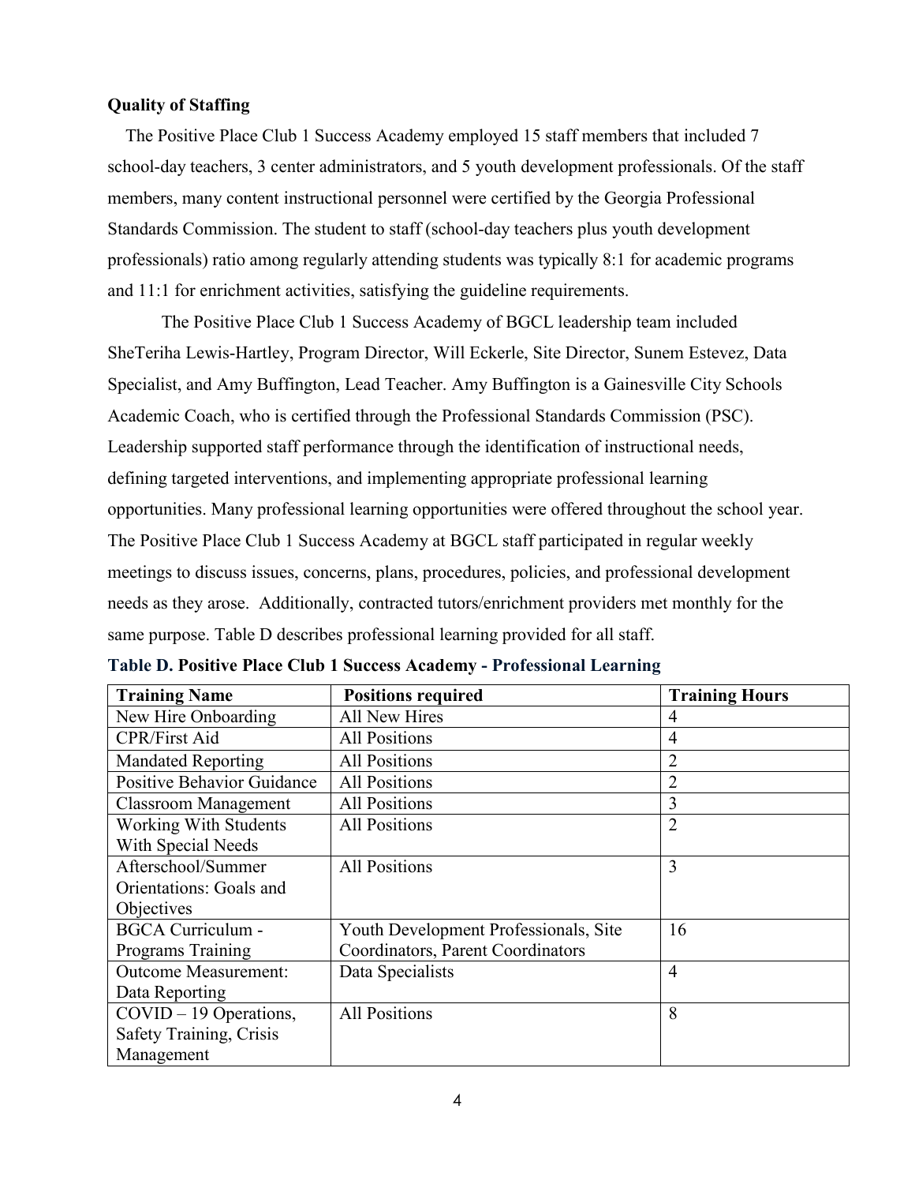**Quality of Staffing**

The Positive Place Club 1 Success Academy employed 15 staff members that included 7 school-day teachers, 3 center administrators, and 5 youth development professionals. Of the staff members, many content instructional personnel were certified by the Georgia Professional Standards Commission. The student to staff (school-day teachers plus youth development professionals) ratio among regularly attending students was typically 8:1 for academic programs and 11:1 for enrichment activities, satisfying the guideline requirements.

The Positive Place Club 1 Success Academy of BGCL leadership team included SheTeriha Lewis-Hartley, Program Director, Will Eckerle, Site Director, Sunem Estevez, Data Specialist, and Amy Buffington, Lead Teacher. Amy Buffington is a Gainesville City Schools Academic Coach, who is certified through the Professional Standards Commission (PSC). Leadership supported staff performance through the identification of instructional needs, defining targeted interventions, and implementing appropriate professional learning opportunities. Many professional learning opportunities were offered throughout the school year. The Positive Place Club 1 Success Academy at BGCL staff participated in regular weekly meetings to discuss issues, concerns, plans, procedures, policies, and professional development needs as they arose. Additionally, contracted tutors/enrichment providers met monthly for the same purpose. Table D describes professional learning provided for all staff.

**Table D. Positive Place Club 1 Success Academy - Professional Learning**

| Training Name | Positions required | Training Hours |
|---|---|---|
| New Hire Onboarding | All New Hires | 4 |
| CPR/First Aid | All Positions | 4 |
| Mandated Reporting | All Positions | 2 |
| Positive Behavior Guidance | All Positions | 2 |
| Classroom Management | All Positions | 3 |
| Working With Students With Special Needs | All Positions | 2 |
| Afterschool/Summer Orientations: Goals and Objectives | All Positions | 3 |
| BGCA Curriculum - Programs Training | Youth Development Professionals, Site Coordinators, Parent Coordinators | 16 |
| Outcome Measurement: Data Reporting | Data Specialists | 4 |
| COVID – 19 Operations, Safety Training, Crisis Management | All Positions | 8 |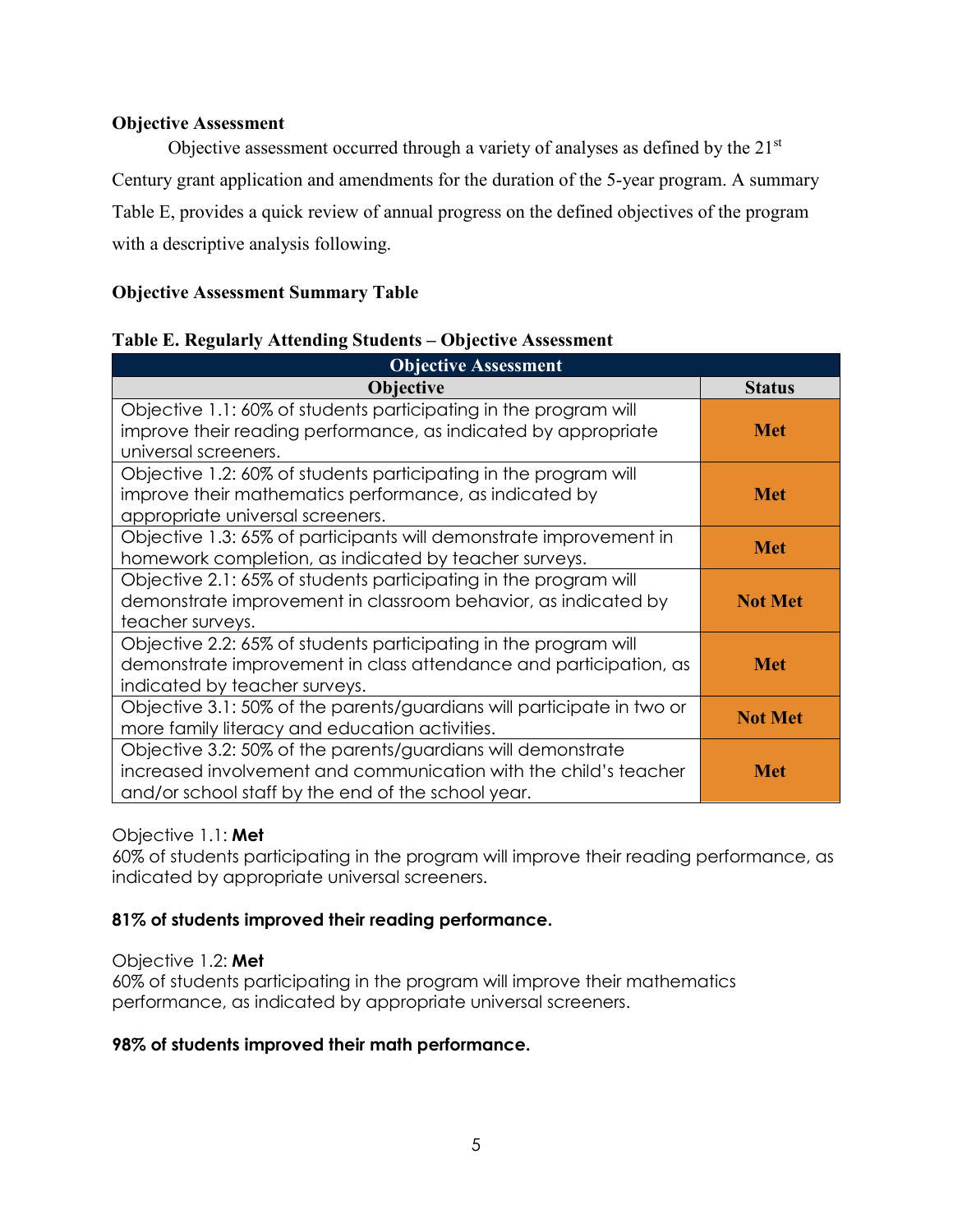## Objective Assessment

Objective assessment occurred through a variety of analyses as defined by the 21st Century grant application and amendments for the duration of the 5-year program. A summary Table E, provides a quick review of annual progress on the defined objectives of the program with a descriptive analysis following.

## Objective Assessment Summary Table

**Table E. Regularly Attending Students – Objective Assessment**

| Objective Assessment | |
|---|---|
| **Objective** | **Status** |
| Objective 1.1: 60% of students participating in the program will improve their reading performance, as indicated by appropriate universal screeners. | **Met** |
| Objective 1.2: 60% of students participating in the program will improve their mathematics performance, as indicated by appropriate universal screeners. | **Met** |
| Objective 1.3: 65% of participants will demonstrate improvement in homework completion, as indicated by teacher surveys. | **Met** |
| Objective 2.1: 65% of students participating in the program will demonstrate improvement in classroom behavior, as indicated by teacher surveys. | **Not Met** |
| Objective 2.2: 65% of students participating in the program will demonstrate improvement in class attendance and participation, as indicated by teacher surveys. | **Met** |
| Objective 3.1: 50% of the parents/guardians will participate in two or more family literacy and education activities. | **Not Met** |
| Objective 3.2: 50% of the parents/guardians will demonstrate increased involvement and communication with the child's teacher and/or school staff by the end of the school year. | **Met** |

Objective 1.1: **Met**
60% of students participating in the program will improve their reading performance, as indicated by appropriate universal screeners.

**81% of students improved their reading performance.**

Objective 1.2: **Met**
60% of students participating in the program will improve their mathematics performance, as indicated by appropriate universal screeners.

**98% of students improved their math performance.**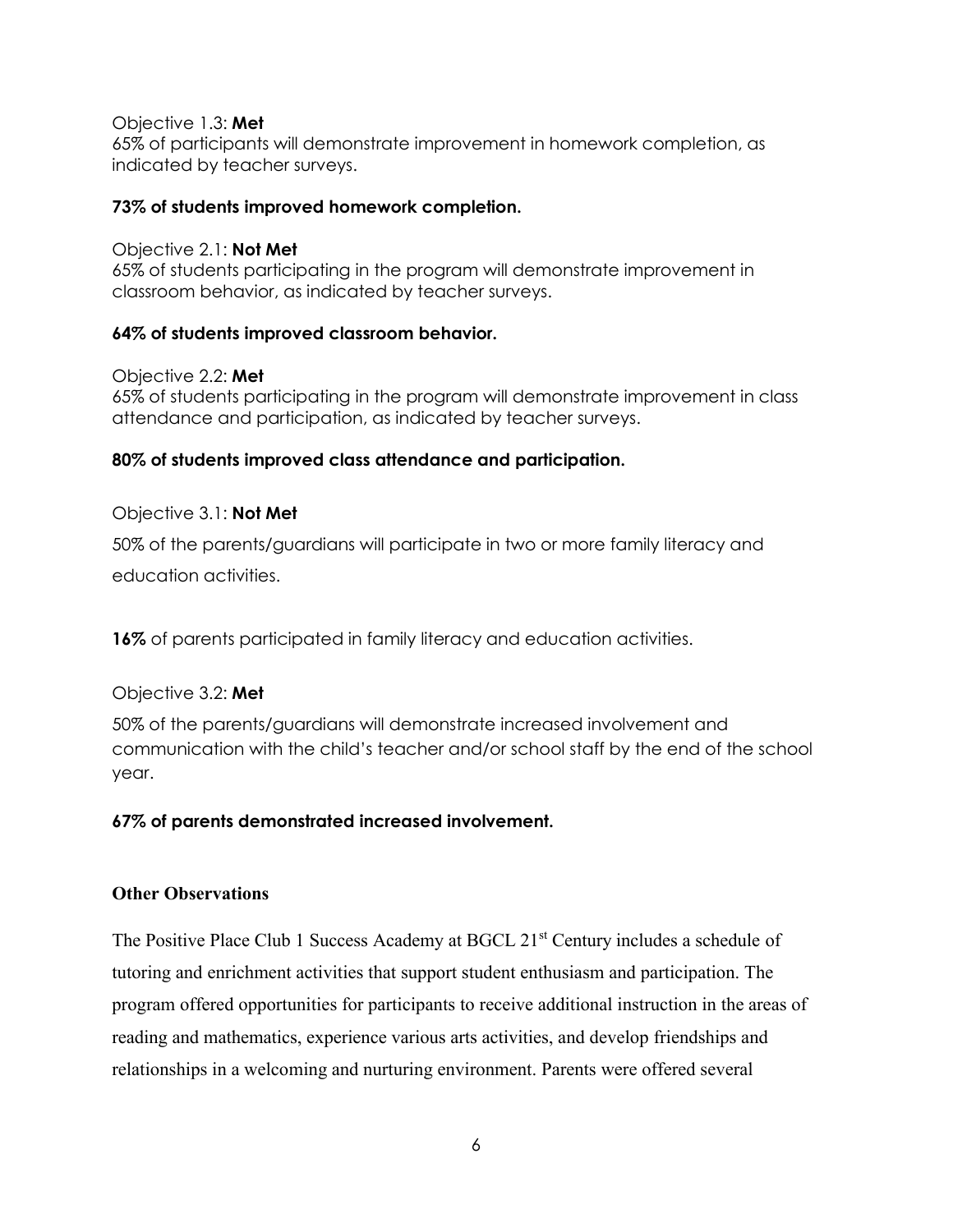Objective 1.3: **Met**
65% of participants will demonstrate improvement in homework completion, as indicated by teacher surveys.

**73% of students improved homework completion.**

Objective 2.1: **Not Met**
65% of students participating in the program will demonstrate improvement in classroom behavior, as indicated by teacher surveys.

**64% of students improved classroom behavior.**

Objective 2.2: **Met**
65% of students participating in the program will demonstrate improvement in class attendance and participation, as indicated by teacher surveys.

**80% of students improved class attendance and participation.**

Objective 3.1: **Not Met**

50% of the parents/guardians will participate in two or more family literacy and education activities.

**16%** of parents participated in family literacy and education activities.

Objective 3.2: **Met**

50% of the parents/guardians will demonstrate increased involvement and communication with the child's teacher and/or school staff by the end of the school year.

**67% of parents demonstrated increased involvement.**

**Other Observations**

The Positive Place Club 1 Success Academy at BGCL 21st Century includes a schedule of tutoring and enrichment activities that support student enthusiasm and participation. The program offered opportunities for participants to receive additional instruction in the areas of reading and mathematics, experience various arts activities, and develop friendships and relationships in a welcoming and nurturing environment. Parents were offered several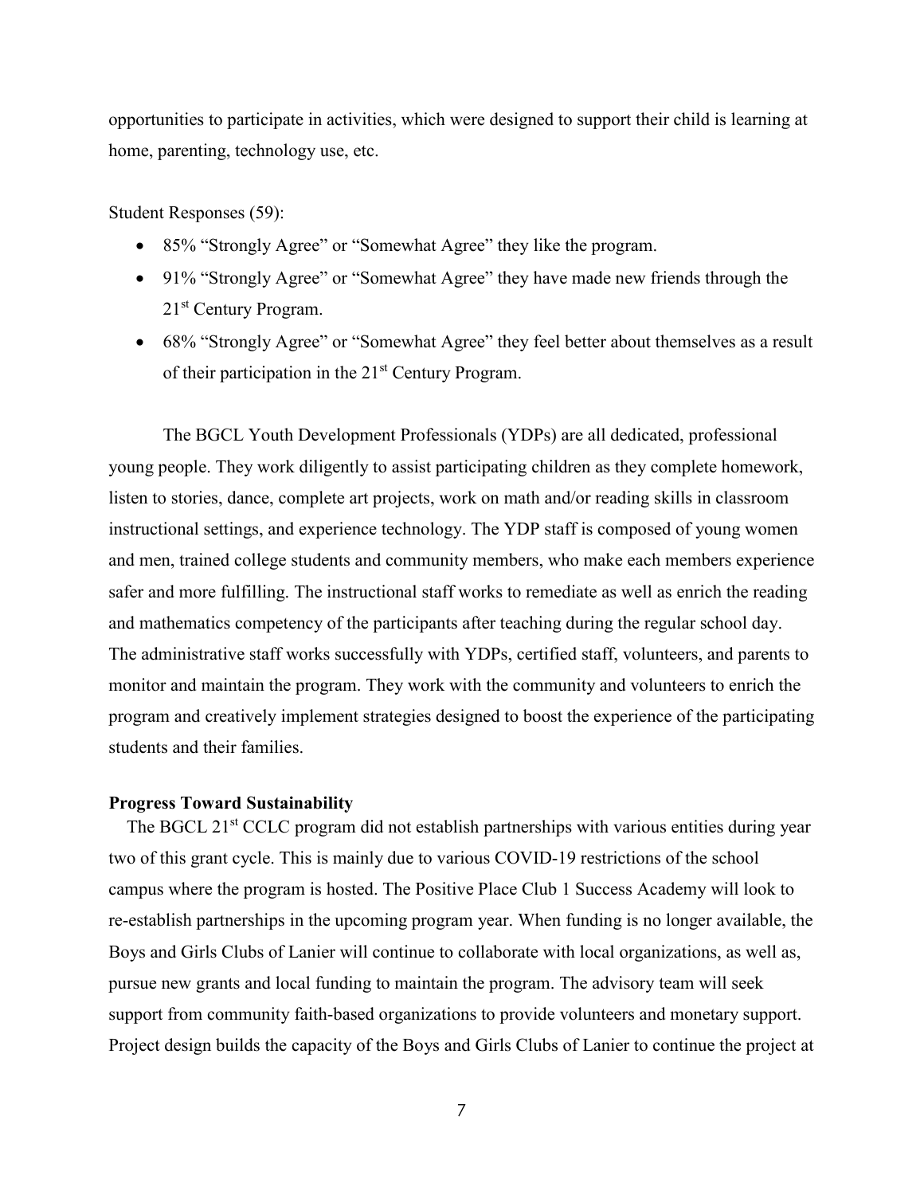opportunities to participate in activities, which were designed to support their child is learning at home, parenting, technology use, etc.

Student Responses (59):

- 85% "Strongly Agree" or "Somewhat Agree" they like the program.
- 91% "Strongly Agree" or "Somewhat Agree" they have made new friends through the 21st Century Program.
- 68% "Strongly Agree" or "Somewhat Agree" they feel better about themselves as a result of their participation in the 21st Century Program.

The BGCL Youth Development Professionals (YDPs) are all dedicated, professional young people. They work diligently to assist participating children as they complete homework, listen to stories, dance, complete art projects, work on math and/or reading skills in classroom instructional settings, and experience technology. The YDP staff is composed of young women and men, trained college students and community members, who make each members experience safer and more fulfilling. The instructional staff works to remediate as well as enrich the reading and mathematics competency of the participants after teaching during the regular school day. The administrative staff works successfully with YDPs, certified staff, volunteers, and parents to monitor and maintain the program. They work with the community and volunteers to enrich the program and creatively implement strategies designed to boost the experience of the participating students and their families.

**Progress Toward Sustainability**

The BGCL 21st CCLC program did not establish partnerships with various entities during year two of this grant cycle. This is mainly due to various COVID-19 restrictions of the school campus where the program is hosted. The Positive Place Club 1 Success Academy will look to re-establish partnerships in the upcoming program year. When funding is no longer available, the Boys and Girls Clubs of Lanier will continue to collaborate with local organizations, as well as, pursue new grants and local funding to maintain the program. The advisory team will seek support from community faith-based organizations to provide volunteers and monetary support. Project design builds the capacity of the Boys and Girls Clubs of Lanier to continue the project at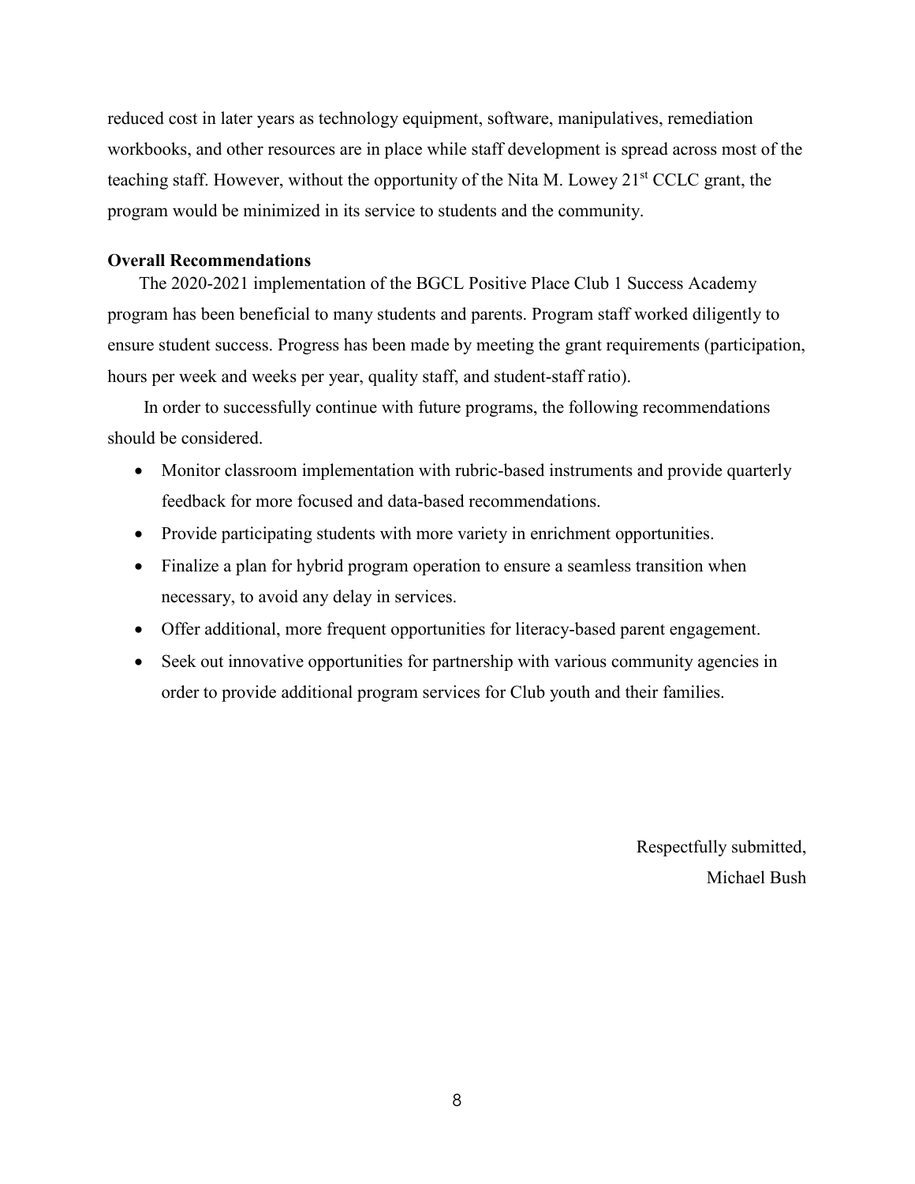reduced cost in later years as technology equipment, software, manipulatives, remediation workbooks, and other resources are in place while staff development is spread across most of the teaching staff. However, without the opportunity of the Nita M. Lowey 21st CCLC grant, the program would be minimized in its service to students and the community.

**Overall Recommendations**

The 2020-2021 implementation of the BGCL Positive Place Club 1 Success Academy program has been beneficial to many students and parents. Program staff worked diligently to ensure student success. Progress has been made by meeting the grant requirements (participation, hours per week and weeks per year, quality staff, and student-staff ratio).

In order to successfully continue with future programs, the following recommendations should be considered.

- Monitor classroom implementation with rubric-based instruments and provide quarterly feedback for more focused and data-based recommendations.
- Provide participating students with more variety in enrichment opportunities.
- Finalize a plan for hybrid program operation to ensure a seamless transition when necessary, to avoid any delay in services.
- Offer additional, more frequent opportunities for literacy-based parent engagement.
- Seek out innovative opportunities for partnership with various community agencies in order to provide additional program services for Club youth and their families.

Respectfully submitted,
Michael Bush